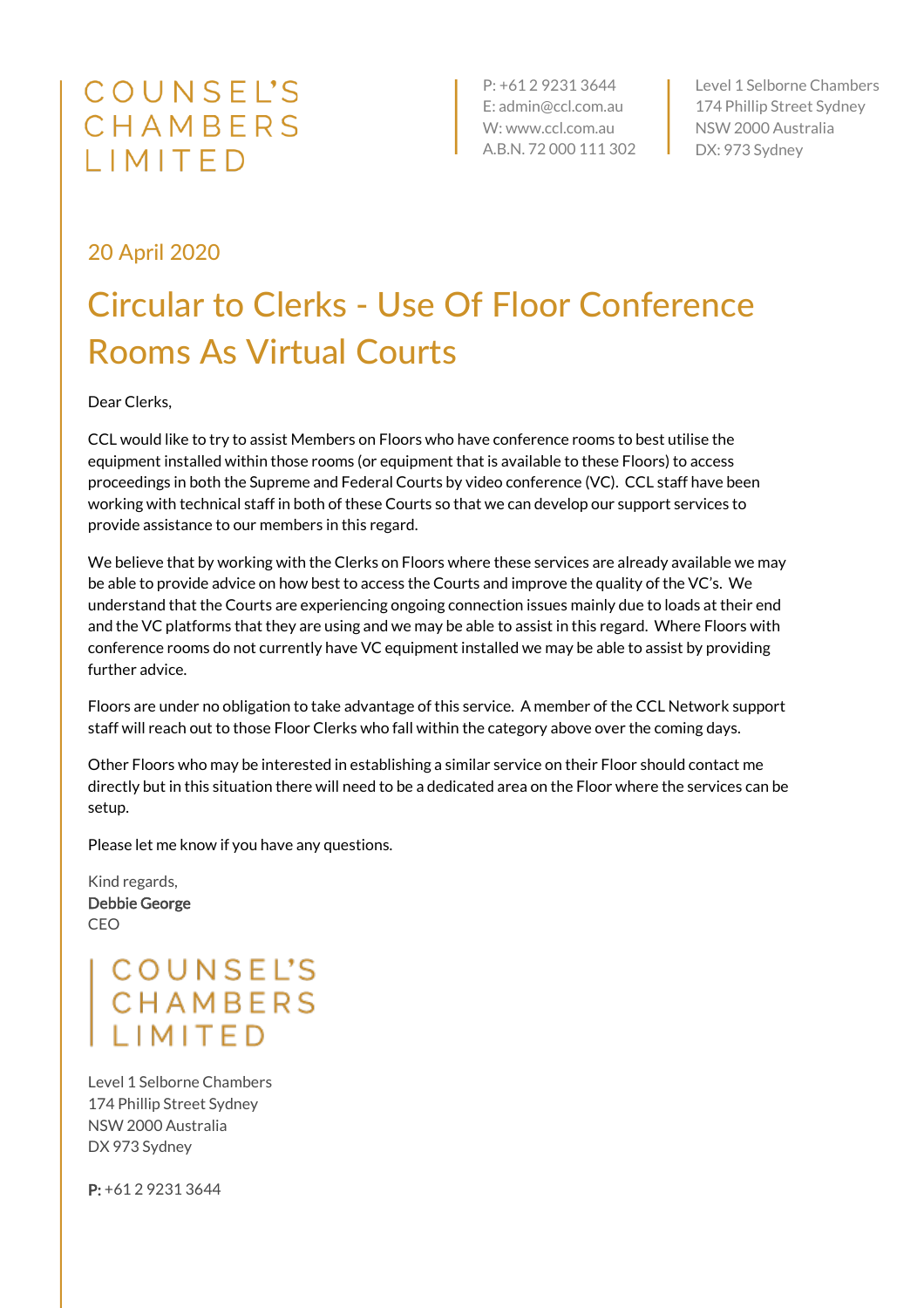COUNSEL'S CHAMBERS LIMITED

P: +61 2 9231 3644
E: admin@ccl.com.au
W: www.ccl.com.au
A.B.N. 72 000 111 302

Level 1 Selborne Chambers
174 Phillip Street Sydney
NSW 2000 Australia
DX: 973 Sydney

20 April 2020

# Circular to Clerks - Use Of Floor Conference Rooms As Virtual Courts

Dear Clerks,

CCL would like to try to assist Members on Floors who have conference rooms to best utilise the equipment installed within those rooms (or equipment that is available to these Floors) to access proceedings in both the Supreme and Federal Courts by video conference (VC). CCL staff have been working with technical staff in both of these Courts so that we can develop our support services to provide assistance to our members in this regard.

We believe that by working with the Clerks on Floors where these services are already available we may be able to provide advice on how best to access the Courts and improve the quality of the VC's. We understand that the Courts are experiencing ongoing connection issues mainly due to loads at their end and the VC platforms that they are using and we may be able to assist in this regard. Where Floors with conference rooms do not currently have VC equipment installed we may be able to assist by providing further advice.

Floors are under no obligation to take advantage of this service. A member of the CCL Network support staff will reach out to those Floor Clerks who fall within the category above over the coming days.

Other Floors who may be interested in establishing a similar service on their Floor should contact me directly but in this situation there will need to be a dedicated area on the Floor where the services can be setup.

Please let me know if you have any questions.

Kind regards,
**Debbie George**
CEO

COUNSEL'S CHAMBERS LIMITED

Level 1 Selborne Chambers
174 Phillip Street Sydney
NSW 2000 Australia
DX 973 Sydney

**P:** +61 2 9231 3644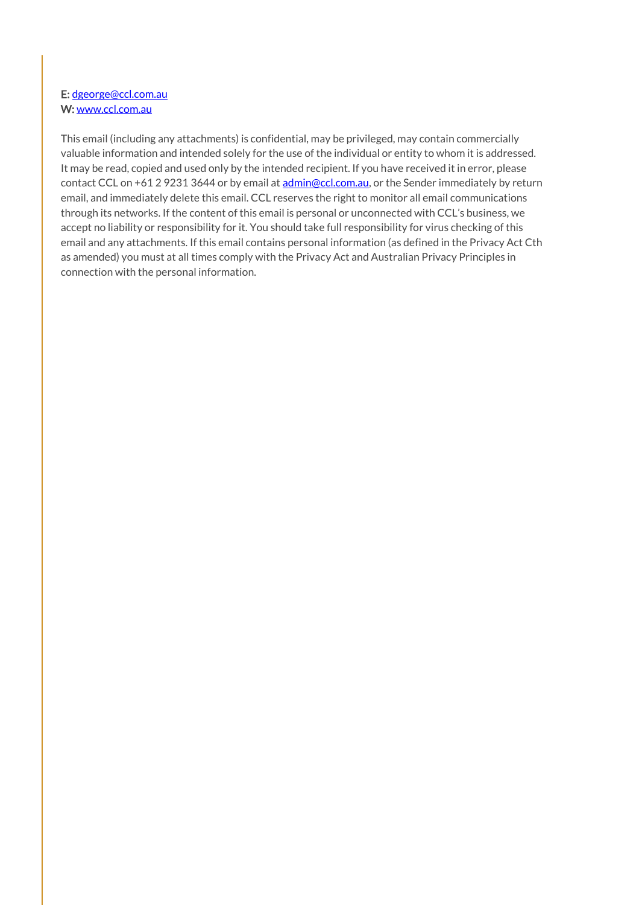**E:** dgeorge@ccl.com.au
**W:** www.ccl.com.au

This email (including any attachments) is confidential, may be privileged, may contain commercially valuable information and intended solely for the use of the individual or entity to whom it is addressed. It may be read, copied and used only by the intended recipient. If you have received it in error, please contact CCL on +61 2 9231 3644 or by email at admin@ccl.com.au, or the Sender immediately by return email, and immediately delete this email. CCL reserves the right to monitor all email communications through its networks. If the content of this email is personal or unconnected with CCL's business, we accept no liability or responsibility for it. You should take full responsibility for virus checking of this email and any attachments. If this email contains personal information (as defined in the Privacy Act Cth as amended) you must at all times comply with the Privacy Act and Australian Privacy Principles in connection with the personal information.